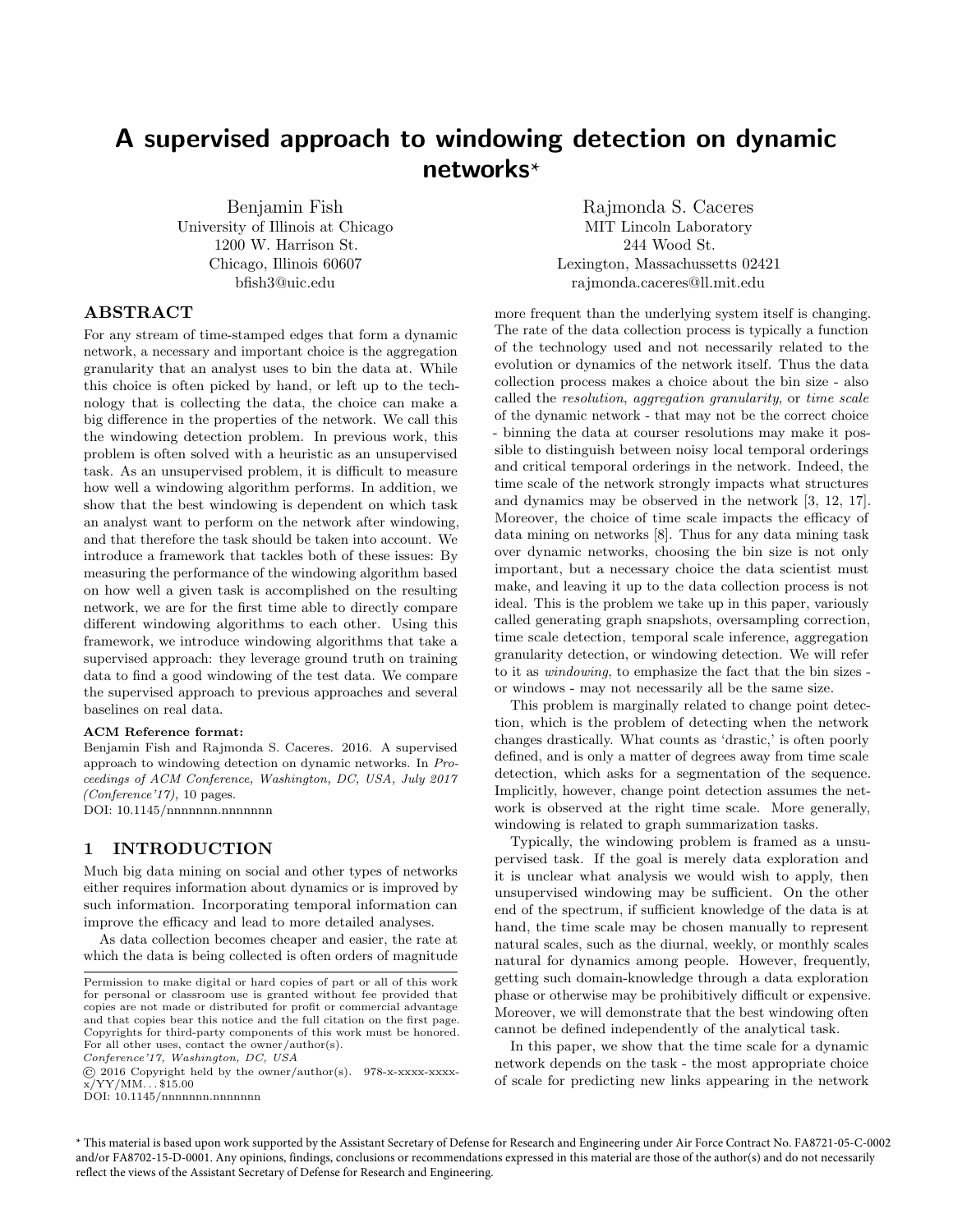# A supervised approach to windowing detection on dynamic networks*

Benjamin Fish
University of Illinois at Chicago
1200 W. Harrison St.
Chicago, Illinois 60607
bfish3@uic.edu

Rajmonda S. Caceres
MIT Lincoln Laboratory
244 Wood St.
Lexington, Massachussetts 02421
rajmonda.caceres@ll.mit.edu

## ABSTRACT

For any stream of time-stamped edges that form a dynamic network, a necessary and important choice is the aggregation granularity that an analyst uses to bin the data at. While this choice is often picked by hand, or left up to the technology that is collecting the data, the choice can make a big difference in the properties of the network. We call this the windowing detection problem. In previous work, this problem is often solved with a heuristic as an unsupervised task. As an unsupervised problem, it is difficult to measure how well a windowing algorithm performs. In addition, we show that the best windowing is dependent on which task an analyst want to perform on the network after windowing, and that therefore the task should be taken into account. We introduce a framework that tackles both of these issues: By measuring the performance of the windowing algorithm based on how well a given task is accomplished on the resulting network, we are for the first time able to directly compare different windowing algorithms to each other. Using this framework, we introduce windowing algorithms that take a supervised approach: they leverage ground truth on training data to find a good windowing of the test data. We compare the supervised approach to previous approaches and several baselines on real data.

**ACM Reference format:**
Benjamin Fish and Rajmonda S. Caceres. 2016. A supervised approach to windowing detection on dynamic networks. In *Proceedings of ACM Conference, Washington, DC, USA, July 2017 (Conference'17),* 10 pages.
DOI: 10.1145/nnnnnnn.nnnnnnn

## 1 INTRODUCTION

Much big data mining on social and other types of networks either requires information about dynamics or is improved by such information. Incorporating temporal information can improve the efficacy and lead to more detailed analyses.

As data collection becomes cheaper and easier, the rate at which the data is being collected is often orders of magnitude more frequent than the underlying system itself is changing. The rate of the data collection process is typically a function of the technology used and not necessarily related to the evolution or dynamics of the network itself. Thus the data collection process makes a choice about the bin size - also called the *resolution*, *aggregation granularity*, or *time scale* of the dynamic network - that may not be the correct choice - binning the data at courser resolutions may make it possible to distinguish between noisy local temporal orderings and critical temporal orderings in the network. Indeed, the time scale of the network strongly impacts what structures and dynamics may be observed in the network [3, 12, 17]. Moreover, the choice of time scale impacts the efficacy of data mining on networks [8]. Thus for any data mining task over dynamic networks, choosing the bin size is not only important, but a necessary choice the data scientist must make, and leaving it up to the data collection process is not ideal. This is the problem we take up in this paper, variously called generating graph snapshots, oversampling correction, time scale detection, temporal scale inference, aggregation granularity detection, or windowing detection. We will refer to it as *windowing*, to emphasize the fact that the bin sizes - or windows - may not necessarily all be the same size.

This problem is marginally related to change point detection, which is the problem of detecting when the network changes drastically. What counts as 'drastic,' is often poorly defined, and is only a matter of degrees away from time scale detection, which asks for a segmentation of the sequence. Implicitly, however, change point detection assumes the network is observed at the right time scale. More generally, windowing is related to graph summarization tasks.

Typically, the windowing problem is framed as a unsupervised task. If the goal is merely data exploration and it is unclear what analysis we would wish to apply, then unsupervised windowing may be sufficient. On the other end of the spectrum, if sufficient knowledge of the data is at hand, the time scale may be chosen manually to represent natural scales, such as the diurnal, weekly, or monthly scales natural for dynamics among people. However, frequently, getting such domain-knowledge through a data exploration phase or otherwise may be prohibitively difficult or expensive. Moreover, we will demonstrate that the best windowing often cannot be defined independently of the analytical task.

In this paper, we show that the time scale for a dynamic network depends on the task - the most appropriate choice of scale for predicting new links appearing in the network

Permission to make digital or hard copies of part or all of this work for personal or classroom use is granted without fee provided that copies are not made or distributed for profit or commercial advantage and that copies bear this notice and the full citation on the first page. Copyrights for third-party components of this work must be honored. For all other uses, contact the owner/author(s).
*Conference'17, Washington, DC, USA*
© 2016 Copyright held by the owner/author(s). 978-x-xxxx-xxxx-x/YY/MM...$15.00
DOI: 10.1145/nnnnnnn.nnnnnnn

* This material is based upon work supported by the Assistant Secretary of Defense for Research and Engineering under Air Force Contract No. FA8721-05-C-0002 and/or FA8702-15-D-0001. Any opinions, findings, conclusions or recommendations expressed in this material are those of the author(s) and do not necessarily reflect the views of the Assistant Secretary of Defense for Research and Engineering.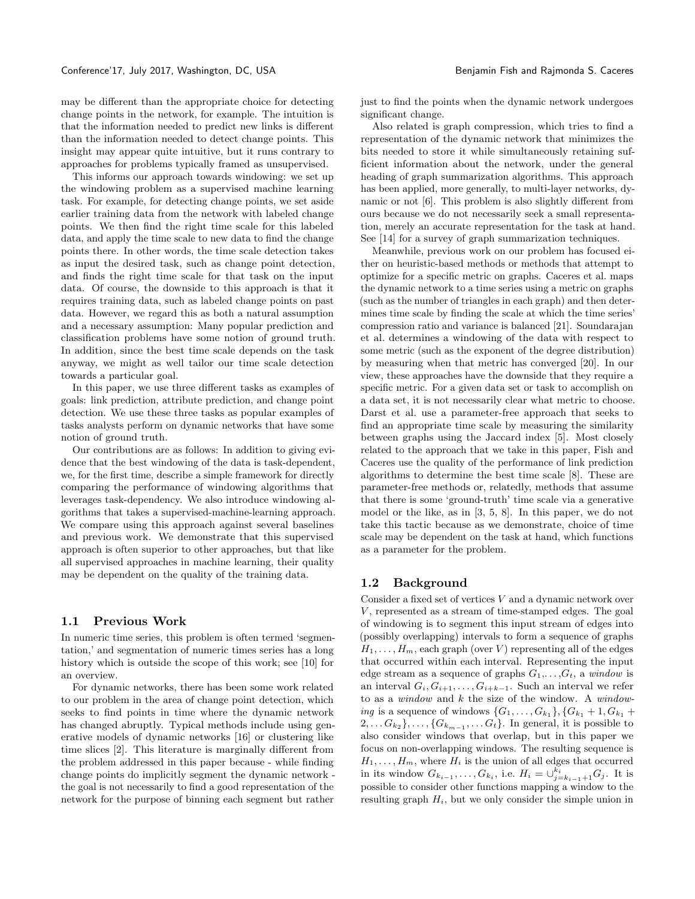may be different than the appropriate choice for detecting change points in the network, for example. The intuition is that the information needed to predict new links is different than the information needed to detect change points. This insight may appear quite intuitive, but it runs contrary to approaches for problems typically framed as unsupervised.

This informs our approach towards windowing: we set up the windowing problem as a supervised machine learning task. For example, for detecting change points, we set aside earlier training data from the network with labeled change points. We then find the right time scale for this labeled data, and apply the time scale to new data to find the change points there. In other words, the time scale detection takes as input the desired task, such as change point detection, and finds the right time scale for that task on the input data. Of course, the downside to this approach is that it requires training data, such as labeled change points on past data. However, we regard this as both a natural assumption and a necessary assumption: Many popular prediction and classification problems have some notion of ground truth. In addition, since the best time scale depends on the task anyway, we might as well tailor our time scale detection towards a particular goal.

In this paper, we use three different tasks as examples of goals: link prediction, attribute prediction, and change point detection. We use these three tasks as popular examples of tasks analysts perform on dynamic networks that have some notion of ground truth.

Our contributions are as follows: In addition to giving evidence that the best windowing of the data is task-dependent, we, for the first time, describe a simple framework for directly comparing the performance of windowing algorithms that leverages task-dependency. We also introduce windowing algorithms that takes a supervised-machine-learning approach. We compare using this approach against several baselines and previous work. We demonstrate that this supervised approach is often superior to other approaches, but that like all supervised approaches in machine learning, their quality may be dependent on the quality of the training data.

## 1.1 Previous Work

In numeric time series, this problem is often termed 'segmentation,' and segmentation of numeric times series has a long history which is outside the scope of this work; see [10] for an overview.

For dynamic networks, there has been some work related to our problem in the area of change point detection, which seeks to find points in time where the dynamic network has changed abruptly. Typical methods include using generative models of dynamic networks [16] or clustering like time slices [2]. This literature is marginally different from the problem addressed in this paper because - while finding change points do implicitly segment the dynamic network - the goal is not necessarily to find a good representation of the network for the purpose of binning each segment but rather just to find the points when the dynamic network undergoes significant change.

Also related is graph compression, which tries to find a representation of the dynamic network that minimizes the bits needed to store it while simultaneously retaining sufficient information about the network, under the general heading of graph summarization algorithms. This approach has been applied, more generally, to multi-layer networks, dynamic or not [6]. This problem is also slightly different from ours because we do not necessarily seek a small representation, merely an accurate representation for the task at hand. See [14] for a survey of graph summarization techniques.

Meanwhile, previous work on our problem has focused either on heuristic-based methods or methods that attempt to optimize for a specific metric on graphs. Caceres et al. maps the dynamic network to a time series using a metric on graphs (such as the number of triangles in each graph) and then determines time scale by finding the scale at which the time series' compression ratio and variance is balanced [21]. Soundarajan et al. determines a windowing of the data with respect to some metric (such as the exponent of the degree distribution) by measuring when that metric has converged [20]. In our view, these approaches have the downside that they require a specific metric. For a given data set or task to accomplish on a data set, it is not necessarily clear what metric to choose. Darst et al. use a parameter-free approach that seeks to find an appropriate time scale by measuring the similarity between graphs using the Jaccard index [5]. Most closely related to the approach that we take in this paper, Fish and Caceres use the quality of the performance of link prediction algorithms to determine the best time scale [8]. These are parameter-free methods or, relatedly, methods that assume that there is some 'ground-truth' time scale via a generative model or the like, as in [3, 5, 8]. In this paper, we do not take this tactic because as we demonstrate, choice of time scale may be dependent on the task at hand, which functions as a parameter for the problem.

## 1.2 Background

Consider a fixed set of vertices $V$ and a dynamic network over $V$, represented as a stream of time-stamped edges. The goal of windowing is to segment this input stream of edges into (possibly overlapping) intervals to form a sequence of graphs $H_1, \ldots, H_m$, each graph (over $V$) representing all of the edges that occurred within each interval. Representing the input edge stream as a sequence of graphs $G_1, \ldots, G_t$, a *window* is an interval $G_i, G_{i+1}, \ldots, G_{i+k-1}$. Such an interval we refer to as a *window* and $k$ the size of the window. A *windowing* is a sequence of windows $\{G_1, \ldots, G_{k_1}\}, \{G_{k_1}+1, G_{k_1}+2, \ldots G_{k_2}\}, \ldots, \{G_{k_{m-1}}, \ldots G_t\}$. In general, it is possible to also consider windows that overlap, but in this paper we focus on non-overlapping windows. The resulting sequence is $H_1, \ldots, H_m$, where $H_i$ is the union of all edges that occurred in its window $G_{k_{i-1}}, \ldots, G_{k_i}$, i.e. $H_i = \cup_{j=k_{i-1}+1}^{k_i} G_j$. It is possible to consider other functions mapping a window to the resulting graph $H_i$, but we only consider the simple union in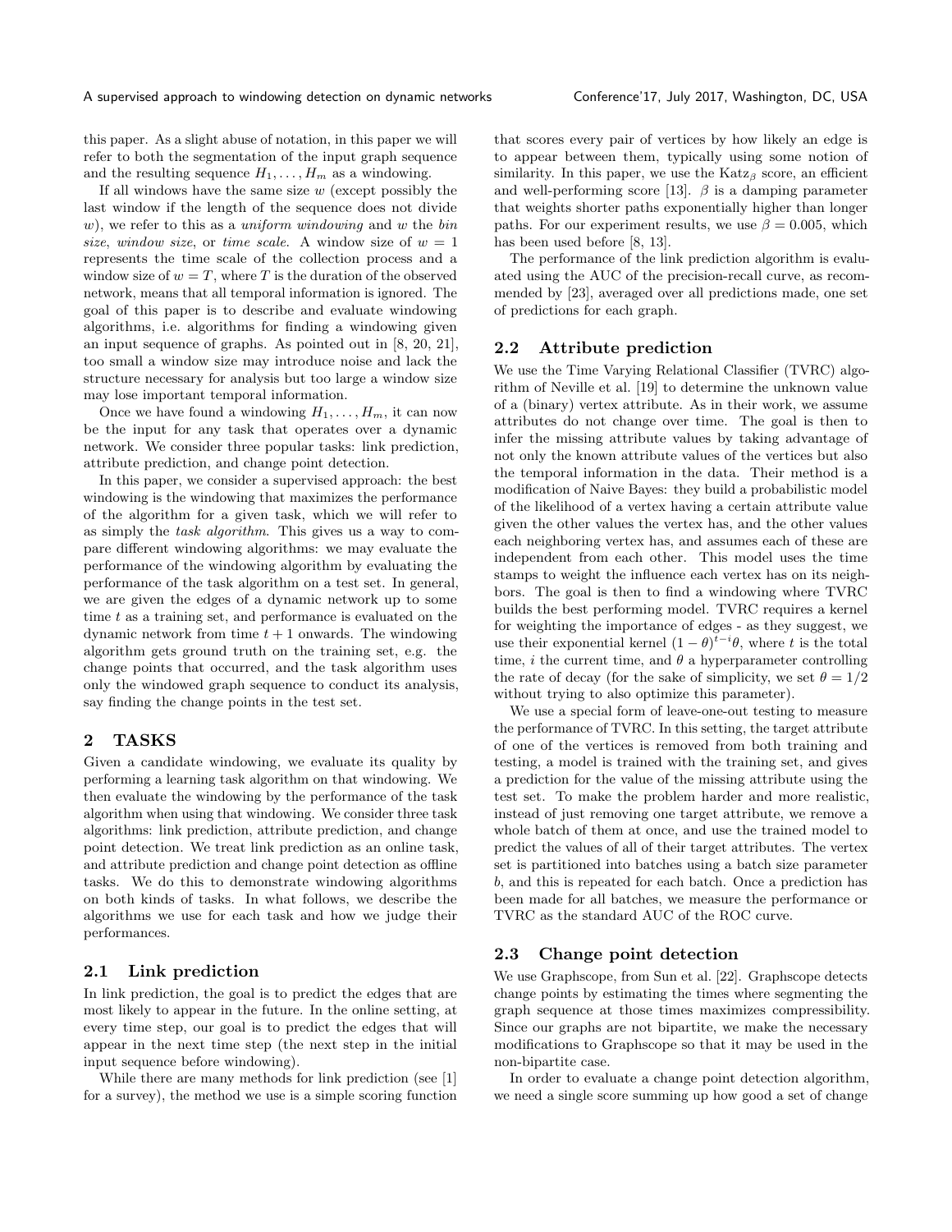this paper. As a slight abuse of notation, in this paper we will refer to both the segmentation of the input graph sequence and the resulting sequence $H_1, \ldots, H_m$ as a windowing.

If all windows have the same size $w$ (except possibly the last window if the length of the sequence does not divide $w$), we refer to this as a *uniform windowing* and $w$ the *bin size*, *window size*, or *time scale*. A window size of $w = 1$ represents the time scale of the collection process and a window size of $w = T$, where $T$ is the duration of the observed network, means that all temporal information is ignored. The goal of this paper is to describe and evaluate windowing algorithms, i.e. algorithms for finding a windowing given an input sequence of graphs. As pointed out in [8, 20, 21], too small a window size may introduce noise and lack the structure necessary for analysis but too large a window size may lose important temporal information.

Once we have found a windowing $H_1, \ldots, H_m$, it can now be the input for any task that operates over a dynamic network. We consider three popular tasks: link prediction, attribute prediction, and change point detection.

In this paper, we consider a supervised approach: the best windowing is the windowing that maximizes the performance of the algorithm for a given task, which we will refer to as simply the *task algorithm*. This gives us a way to compare different windowing algorithms: we may evaluate the performance of the windowing algorithm by evaluating the performance of the task algorithm on a test set. In general, we are given the edges of a dynamic network up to some time $t$ as a training set, and performance is evaluated on the dynamic network from time $t + 1$ onwards. The windowing algorithm gets ground truth on the training set, e.g. the change points that occurred, and the task algorithm uses only the windowed graph sequence to conduct its analysis, say finding the change points in the test set.

## 2 TASKS

Given a candidate windowing, we evaluate its quality by performing a learning task algorithm on that windowing. We then evaluate the windowing by the performance of the task algorithm when using that windowing. We consider three task algorithms: link prediction, attribute prediction, and change point detection. We treat link prediction as an online task, and attribute prediction and change point detection as offline tasks. We do this to demonstrate windowing algorithms on both kinds of tasks. In what follows, we describe the algorithms we use for each task and how we judge their performances.

### 2.1 Link prediction

In link prediction, the goal is to predict the edges that are most likely to appear in the future. In the online setting, at every time step, our goal is to predict the edges that will appear in the next time step (the next step in the initial input sequence before windowing).

While there are many methods for link prediction (see [1] for a survey), the method we use is a simple scoring function that scores every pair of vertices by how likely an edge is to appear between them, typically using some notion of similarity. In this paper, we use the Katz$_\beta$ score, an efficient and well-performing score [13]. $\beta$ is a damping parameter that weights shorter paths exponentially higher than longer paths. For our experiment results, we use $\beta = 0.005$, which has been used before [8, 13].

The performance of the link prediction algorithm is evaluated using the AUC of the precision-recall curve, as recommended by [23], averaged over all predictions made, one set of predictions for each graph.

### 2.2 Attribute prediction

We use the Time Varying Relational Classifier (TVRC) algorithm of Neville et al. [19] to determine the unknown value of a (binary) vertex attribute. As in their work, we assume attributes do not change over time. The goal is then to infer the missing attribute values by taking advantage of not only the known attribute values of the vertices but also the temporal information in the data. Their method is a modification of Naive Bayes: they build a probabilistic model of the likelihood of a vertex having a certain attribute value given the other values the vertex has, and the other values each neighboring vertex has, and assumes each of these are independent from each other. This model uses the time stamps to weight the influence each vertex has on its neighbors. The goal is then to find a windowing where TVRC builds the best performing model. TVRC requires a kernel for weighting the importance of edges - as they suggest, we use their exponential kernel $(1 - \theta)^{t-i}\theta$, where $t$ is the total time, $i$ the current time, and $\theta$ a hyperparameter controlling the rate of decay (for the sake of simplicity, we set $\theta = 1/2$ without trying to also optimize this parameter).

We use a special form of leave-one-out testing to measure the performance of TVRC. In this setting, the target attribute of one of the vertices is removed from both training and testing, a model is trained with the training set, and gives a prediction for the value of the missing attribute using the test set. To make the problem harder and more realistic, instead of just removing one target attribute, we remove a whole batch of them at once, and use the trained model to predict the values of all of their target attributes. The vertex set is partitioned into batches using a batch size parameter $b$, and this is repeated for each batch. Once a prediction has been made for all batches, we measure the performance or TVRC as the standard AUC of the ROC curve.

### 2.3 Change point detection

We use Graphscope, from Sun et al. [22]. Graphscope detects change points by estimating the times where segmenting the graph sequence at those times maximizes compressibility. Since our graphs are not bipartite, we make the necessary modifications to Graphscope so that it may be used in the non-bipartite case.

In order to evaluate a change point detection algorithm, we need a single score summing up how good a set of change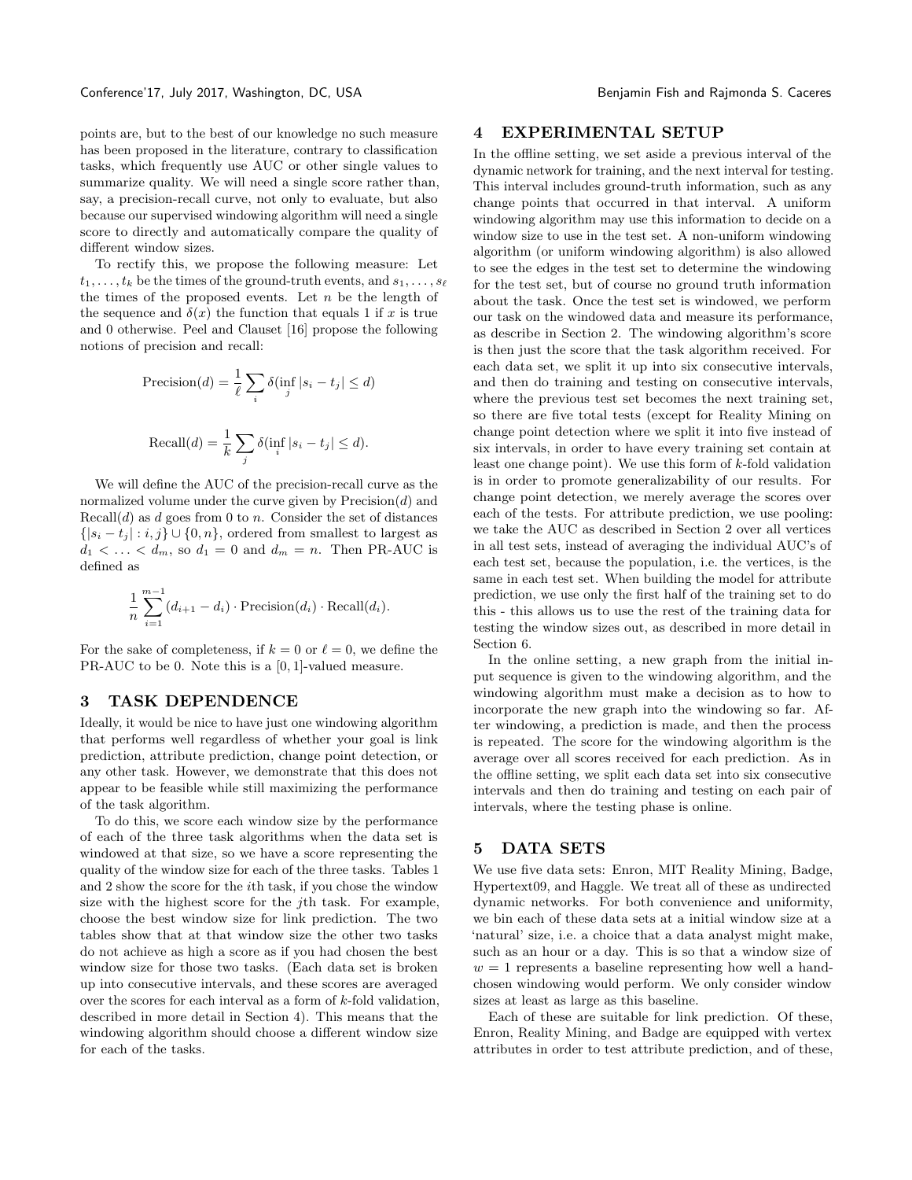points are, but to the best of our knowledge no such measure has been proposed in the literature, contrary to classification tasks, which frequently use AUC or other single values to summarize quality. We will need a single score rather than, say, a precision-recall curve, not only to evaluate, but also because our supervised windowing algorithm will need a single score to directly and automatically compare the quality of different window sizes.

To rectify this, we propose the following measure: Let $t_1, \ldots, t_k$ be the times of the ground-truth events, and $s_1, \ldots, s_\ell$ the times of the proposed events. Let $n$ be the length of the sequence and $\delta(x)$ the function that equals 1 if $x$ is true and 0 otherwise. Peel and Clauset [16] propose the following notions of precision and recall:

$$\text{Precision}(d) = \frac{1}{\ell} \sum_i \delta(\inf_j |s_i - t_j| \leq d)$$

$$\text{Recall}(d) = \frac{1}{k} \sum_j \delta(\inf_i |s_i - t_j| \leq d).$$

We will define the AUC of the precision-recall curve as the normalized volume under the curve given by Precision($d$) and Recall($d$) as $d$ goes from 0 to $n$. Consider the set of distances $\{|s_i - t_j| : i, j\} \cup \{0, n\}$, ordered from smallest to largest as $d_1 < \ldots < d_m$, so $d_1 = 0$ and $d_m = n$. Then PR-AUC is defined as

$$\frac{1}{n} \sum_{i=1}^{m-1} (d_{i+1} - d_i) \cdot \text{Precision}(d_i) \cdot \text{Recall}(d_i).$$

For the sake of completeness, if $k = 0$ or $\ell = 0$, we define the PR-AUC to be 0. Note this is a $[0, 1]$-valued measure.

# 3 TASK DEPENDENCE

Ideally, it would be nice to have just one windowing algorithm that performs well regardless of whether your goal is link prediction, attribute prediction, change point detection, or any other task. However, we demonstrate that this does not appear to be feasible while still maximizing the performance of the task algorithm.

To do this, we score each window size by the performance of each of the three task algorithms when the data set is windowed at that size, so we have a score representing the quality of the window size for each of the three tasks. Tables 1 and 2 show the score for the $i$th task, if you chose the window size with the highest score for the $j$th task. For example, choose the best window size for link prediction. The two tables show that at that window size the other two tasks do not achieve as high a score as if you had chosen the best window size for those two tasks. (Each data set is broken up into consecutive intervals, and these scores are averaged over the scores for each interval as a form of $k$-fold validation, described in more detail in Section 4). This means that the windowing algorithm should choose a different window size for each of the tasks.

# 4 EXPERIMENTAL SETUP

In the offline setting, we set aside a previous interval of the dynamic network for training, and the next interval for testing. This interval includes ground-truth information, such as any change points that occurred in that interval. A uniform windowing algorithm may use this information to decide on a window size to use in the test set. A non-uniform windowing algorithm (or uniform windowing algorithm) is also allowed to see the edges in the test set to determine the windowing for the test set, but of course no ground truth information about the task. Once the test set is windowed, we perform our task on the windowed data and measure its performance, as describe in Section 2. The windowing algorithm's score is then just the score that the task algorithm received. For each data set, we split it up into six consecutive intervals, and then do training and testing on consecutive intervals, where the previous test set becomes the next training set, so there are five total tests (except for Reality Mining on change point detection where we split it into five instead of six intervals, in order to have every training set contain at least one change point). We use this form of $k$-fold validation is in order to promote generalizability of our results. For change point detection, we merely average the scores over each of the tests. For attribute prediction, we use pooling: we take the AUC as described in Section 2 over all vertices in all test sets, instead of averaging the individual AUC's of each test set, because the population, i.e. the vertices, is the same in each test set. When building the model for attribute prediction, we use only the first half of the training set to do this - this allows us to use the rest of the training data for testing the window sizes out, as described in more detail in Section 6.

In the online setting, a new graph from the initial input sequence is given to the windowing algorithm, and the windowing algorithm must make a decision as to how to incorporate the new graph into the windowing so far. After windowing, a prediction is made, and then the process is repeated. The score for the windowing algorithm is the average over all scores received for each prediction. As in the offline setting, we split each data set into six consecutive intervals and then do training and testing on each pair of intervals, where the testing phase is online.

# 5 DATA SETS

We use five data sets: Enron, MIT Reality Mining, Badge, Hypertext09, and Haggle. We treat all of these as undirected dynamic networks. For both convenience and uniformity, we bin each of these data sets at a initial window size at a 'natural' size, i.e. a choice that a data analyst might make, such as an hour or a day. This is so that a window size of $w = 1$ represents a baseline representing how well a hand-chosen windowing would perform. We only consider window sizes at least as large as this baseline.

Each of these are suitable for link prediction. Of these, Enron, Reality Mining, and Badge are equipped with vertex attributes in order to test attribute prediction, and of these,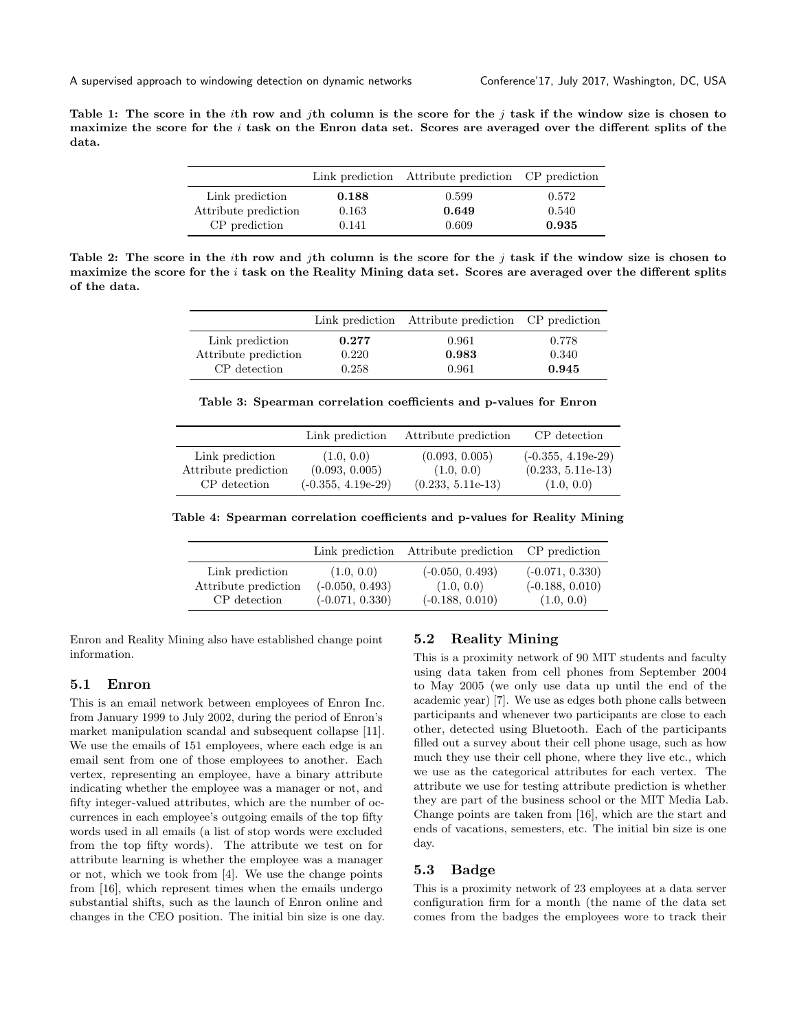**Table 1: The score in the $i$th row and $j$th column is the score for the $j$ task if the window size is chosen to maximize the score for the $i$ task on the Enron data set. Scores are averaged over the different splits of the data.**

| | Link prediction | Attribute prediction | CP prediction |
|---|---|---|---|
| Link prediction | **0.188** | 0.599 | 0.572 |
| Attribute prediction | 0.163 | **0.649** | 0.540 |
| CP prediction | 0.141 | 0.609 | **0.935** |

**Table 2: The score in the $i$th row and $j$th column is the score for the $j$ task if the window size is chosen to maximize the score for the $i$ task on the Reality Mining data set. Scores are averaged over the different splits of the data.**

| | Link prediction | Attribute prediction | CP prediction |
|---|---|---|---|
| Link prediction | **0.277** | 0.961 | 0.778 |
| Attribute prediction | 0.220 | **0.983** | 0.340 |
| CP detection | 0.258 | 0.961 | **0.945** |

**Table 3: Spearman correlation coefficients and p-values for Enron**

| | Link prediction | Attribute prediction | CP detection |
|---|---|---|---|
| Link prediction | (1.0, 0.0) | (0.093, 0.005) | (-0.355, 4.19e-29) |
| Attribute prediction | (0.093, 0.005) | (1.0, 0.0) | (0.233, 5.11e-13) |
| CP detection | (-0.355, 4.19e-29) | (0.233, 5.11e-13) | (1.0, 0.0) |

**Table 4: Spearman correlation coefficients and p-values for Reality Mining**

| | Link prediction | Attribute prediction | CP prediction |
|---|---|---|---|
| Link prediction | (1.0, 0.0) | (-0.050, 0.493) | (-0.071, 0.330) |
| Attribute prediction | (-0.050, 0.493) | (1.0, 0.0) | (-0.188, 0.010) |
| CP detection | (-0.071, 0.330) | (-0.188, 0.010) | (1.0, 0.0) |

Enron and Reality Mining also have established change point information.

### 5.1 Enron

This is an email network between employees of Enron Inc. from January 1999 to July 2002, during the period of Enron's market manipulation scandal and subsequent collapse [11]. We use the emails of 151 employees, where each edge is an email sent from one of those employees to another. Each vertex, representing an employee, have a binary attribute indicating whether the employee was a manager or not, and fifty integer-valued attributes, which are the number of occurrences in each employee's outgoing emails of the top fifty words used in all emails (a list of stop words were excluded from the top fifty words). The attribute we test on for attribute learning is whether the employee was a manager or not, which we took from [4]. We use the change points from [16], which represent times when the emails undergo substantial shifts, such as the launch of Enron online and changes in the CEO position. The initial bin size is one day.

### 5.2 Reality Mining

This is a proximity network of 90 MIT students and faculty using data taken from cell phones from September 2004 to May 2005 (we only use data up until the end of the academic year) [7]. We use as edges both phone calls between participants and whenever two participants are close to each other, detected using Bluetooth. Each of the participants filled out a survey about their cell phone usage, such as how much they use their cell phone, where they live etc., which we use as the categorical attributes for each vertex. The attribute we use for testing attribute prediction is whether they are part of the business school or the MIT Media Lab. Change points are taken from [16], which are the start and ends of vacations, semesters, etc. The initial bin size is one day.

### 5.3 Badge

This is a proximity network of 23 employees at a data server configuration firm for a month (the name of the data set comes from the badges the employees wore to track their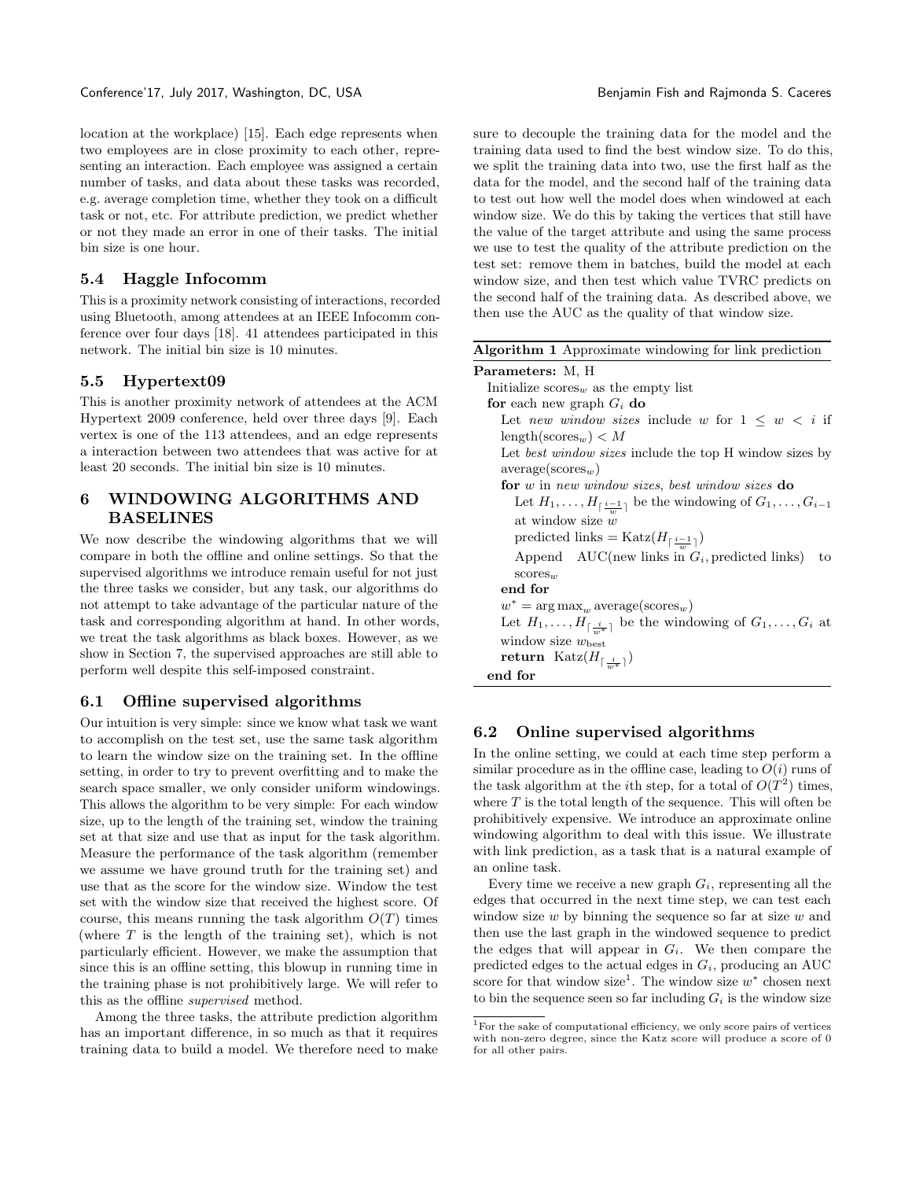location at the workplace) [15]. Each edge represents when two employees are in close proximity to each other, representing an interaction. Each employee was assigned a certain number of tasks, and data about these tasks was recorded, e.g. average completion time, whether they took on a difficult task or not, etc. For attribute prediction, we predict whether or not they made an error in one of their tasks. The initial bin size is one hour.

### 5.4 Haggle Infocomm

This is a proximity network consisting of interactions, recorded using Bluetooth, among attendees at an IEEE Infocomm conference over four days [18]. 41 attendees participated in this network. The initial bin size is 10 minutes.

### 5.5 Hypertext09

This is another proximity network of attendees at the ACM Hypertext 2009 conference, held over three days [9]. Each vertex is one of the 113 attendees, and an edge represents a interaction between two attendees that was active for at least 20 seconds. The initial bin size is 10 minutes.

## 6 WINDOWING ALGORITHMS AND BASELINES

We now describe the windowing algorithms that we will compare in both the offline and online settings. So that the supervised algorithms we introduce remain useful for not just the three tasks we consider, but any task, our algorithms do not attempt to take advantage of the particular nature of the task and corresponding algorithm at hand. In other words, we treat the task algorithms as black boxes. However, as we show in Section 7, the supervised approaches are still able to perform well despite this self-imposed constraint.

### 6.1 Offline supervised algorithms

Our intuition is very simple: since we know what task we want to accomplish on the test set, use the same task algorithm to learn the window size on the training set. In the offline setting, in order to try to prevent overfitting and to make the search space smaller, we only consider uniform windowings. This allows the algorithm to be very simple: For each window size, up to the length of the training set, window the training set at that size and use that as input for the task algorithm. Measure the performance of the task algorithm (remember we assume we have ground truth for the training set) and use that as the score for the window size. Window the test set with the window size that received the highest score. Of course, this means running the task algorithm $O(T)$ times (where $T$ is the length of the training set), which is not particularly efficient. However, we make the assumption that since this is an offline setting, this blowup in running time in the training phase is not prohibitively large. We will refer to this as the offline *supervised* method.

Among the three tasks, the attribute prediction algorithm has an important difference, in so much as that it requires training data to build a model. We therefore need to make sure to decouple the training data for the model and the training data used to find the best window size. To do this, we split the training data into two, use the first half as the data for the model, and the second half of the training data to test out how well the model does when windowed at each window size. We do this by taking the vertices that still have the value of the target attribute and using the same process we use to test the quality of the attribute prediction on the test set: remove them in batches, build the model at each window size, and then test which value TVRC predicts on the second half of the training data. As described above, we then use the AUC as the quality of that window size.

**Algorithm 1** Approximate windowing for link prediction

**Parameters:** M, H
Initialize scores$_w$ as the empty list
**for** each new graph $G_i$ **do**
  Let *new window sizes* include $w$ for $1 \leq w < i$ if length(scores$_w$) $< M$
  Let *best window sizes* include the top H window sizes by average(scores$_w$)
  **for** $w$ in *new window sizes*, *best window sizes* **do**
    Let $H_1, \ldots, H_{\lceil \frac{i-1}{w} \rceil}$ be the windowing of $G_1, \ldots, G_{i-1}$ at window size $w$
    predicted links = Katz($H_{\lceil \frac{i-1}{w} \rceil}$)
    Append AUC(new links in $G_i$, predicted links) to scores$_w$
  **end for**
  $w^* = \arg\max_w \text{average}(\text{scores}_w)$
  Let $H_1, \ldots, H_{\lceil \frac{i}{w^*} \rceil}$ be the windowing of $G_1, \ldots, G_i$ at window size $w_{\text{best}}$
  **return** Katz($H_{\lceil \frac{i}{w^*} \rceil}$)
**end for**

### 6.2 Online supervised algorithms

In the online setting, we could at each time step perform a similar procedure as in the offline case, leading to $O(i)$ runs of the task algorithm at the $i$th step, for a total of $O(T^2)$ times, where $T$ is the total length of the sequence. This will often be prohibitively expensive. We introduce an approximate online windowing algorithm to deal with this issue. We illustrate with link prediction, as a task that is a natural example of an online task.

Every time we receive a new graph $G_i$, representing all the edges that occurred in the next time step, we can test each window size $w$ by binning the sequence so far at size $w$ and then use the last graph in the windowed sequence to predict the edges that will appear in $G_i$. We then compare the predicted edges to the actual edges in $G_i$, producing an AUC score for that window size[1]. The window size $w^*$ chosen next to bin the sequence seen so far including $G_i$ is the window size

[1] For the sake of computational efficiency, we only score pairs of vertices with non-zero degree, since the Katz score will produce a score of 0 for all other pairs.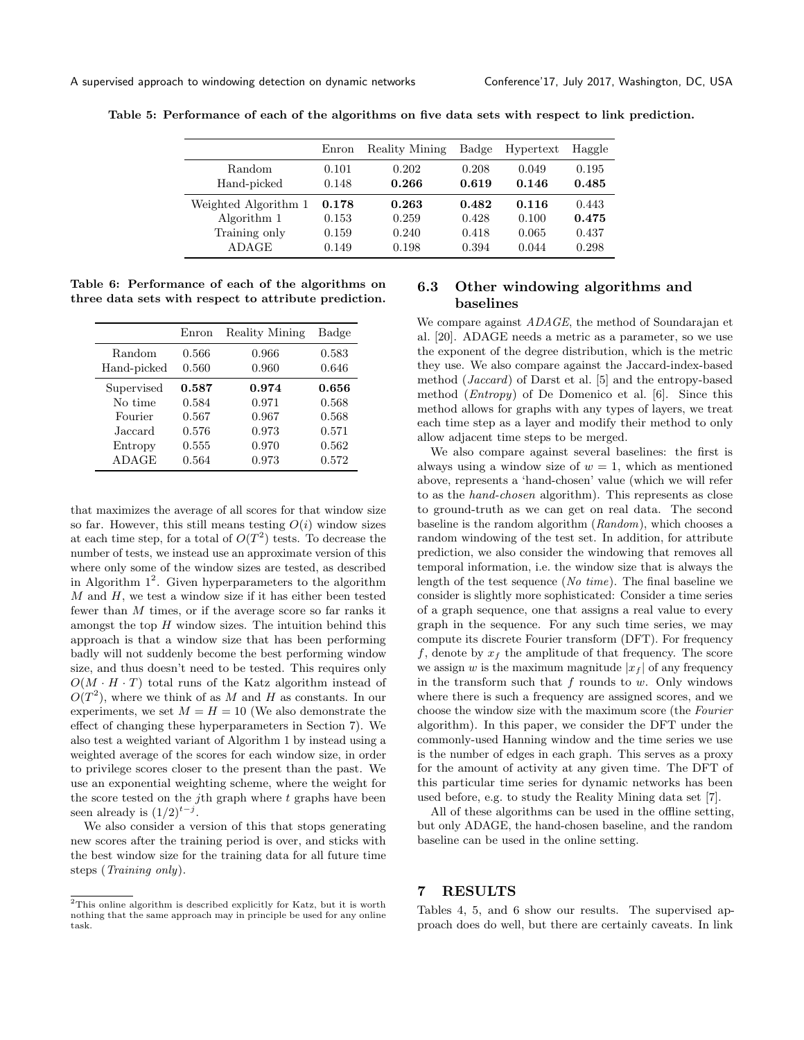Table 5: Performance of each of the algorithms on five data sets with respect to link prediction.

| | Enron | Reality Mining | Badge | Hypertext | Haggle |
|---|---|---|---|---|---|
| Random | 0.101 | 0.202 | 0.208 | 0.049 | 0.195 |
| Hand-picked | 0.148 | **0.266** | **0.619** | **0.146** | **0.485** |
| Weighted Algorithm 1 | **0.178** | **0.263** | **0.482** | **0.116** | 0.443 |
| Algorithm 1 | 0.153 | 0.259 | 0.428 | 0.100 | **0.475** |
| Training only | 0.159 | 0.240 | 0.418 | 0.065 | 0.437 |
| ADAGE | 0.149 | 0.198 | 0.394 | 0.044 | 0.298 |

Table 6: Performance of each of the algorithms on three data sets with respect to attribute prediction.

| | Enron | Reality Mining | Badge |
|---|---|---|---|
| Random | 0.566 | 0.966 | 0.583 |
| Hand-picked | 0.560 | 0.960 | 0.646 |
| Supervised | **0.587** | **0.974** | **0.656** |
| No time | 0.584 | 0.971 | 0.568 |
| Fourier | 0.567 | 0.967 | 0.568 |
| Jaccard | 0.576 | 0.973 | 0.571 |
| Entropy | 0.555 | 0.970 | 0.562 |
| ADAGE | 0.564 | 0.973 | 0.572 |

that maximizes the average of all scores for that window size so far. However, this still means testing $O(i)$ window sizes at each time step, for a total of $O(T^2)$ tests. To decrease the number of tests, we instead use an approximate version of this where only some of the window sizes are tested, as described in Algorithm 1[2]. Given hyperparameters to the algorithm $M$ and $H$, we test a window size if it has either been tested fewer than $M$ times, or if the average score so far ranks it amongst the top $H$ window sizes. The intuition behind this approach is that a window size that has been performing badly will not suddenly become the best performing window size, and thus doesn't need to be tested. This requires only $O(M \cdot H \cdot T)$ total runs of the Katz algorithm instead of $O(T^2)$, where we think of as $M$ and $H$ as constants. In our experiments, we set $M = H = 10$ (We also demonstrate the effect of changing these hyperparameters in Section 7). We also test a weighted variant of Algorithm 1 by instead using a weighted average of the scores for each window size, in order to privilege scores closer to the present than the past. We use an exponential weighting scheme, where the weight for the score tested on the $j$th graph where $t$ graphs have been seen already is $(1/2)^{t-j}$.

We also consider a version of this that stops generating new scores after the training period is over, and sticks with the best window size for the training data for all future time steps (*Training only*).

[2] This online algorithm is described explicitly for Katz, but it is worth nothing that the same approach may in principle be used for any online task.

### 6.3 Other windowing algorithms and baselines

We compare against *ADAGE*, the method of Soundarajan et al. [20]. ADAGE needs a metric as a parameter, so we use the exponent of the degree distribution, which is the metric they use. We also compare against the Jaccard-index-based method (*Jaccard*) of Darst et al. [5] and the entropy-based method (*Entropy*) of De Domenico et al. [6]. Since this method allows for graphs with any types of layers, we treat each time step as a layer and modify their method to only allow adjacent time steps to be merged.

We also compare against several baselines: the first is always using a window size of $w = 1$, which as mentioned above, represents a 'hand-chosen' value (which we will refer to as the *hand-chosen* algorithm). This represents as close to ground-truth as we can get on real data. The second baseline is the random algorithm (*Random*), which chooses a random windowing of the test set. In addition, for attribute prediction, we also consider the windowing that removes all temporal information, i.e. the window size that is always the length of the test sequence (*No time*). The final baseline we consider is slightly more sophisticated: Consider a time series of a graph sequence, one that assigns a real value to every graph in the sequence. For any such time series, we may compute its discrete Fourier transform (DFT). For frequency $f$, denote by $x_f$ the amplitude of that frequency. The score we assign $w$ is the maximum magnitude $|x_f|$ of any frequency in the transform such that $f$ rounds to $w$. Only windows where there is such a frequency are assigned scores, and we choose the window size with the maximum score (the *Fourier* algorithm). In this paper, we consider the DFT under the commonly-used Hanning window and the time series we use is the number of edges in each graph. This serves as a proxy for the amount of activity at any given time. The DFT of this particular time series for dynamic networks has been used before, e.g. to study the Reality Mining data set [7].

All of these algorithms can be used in the offline setting, but only ADAGE, the hand-chosen baseline, and the random baseline can be used in the online setting.

## 7 RESULTS

Tables 4, 5, and 6 show our results. The supervised approach does do well, but there are certainly caveats. In link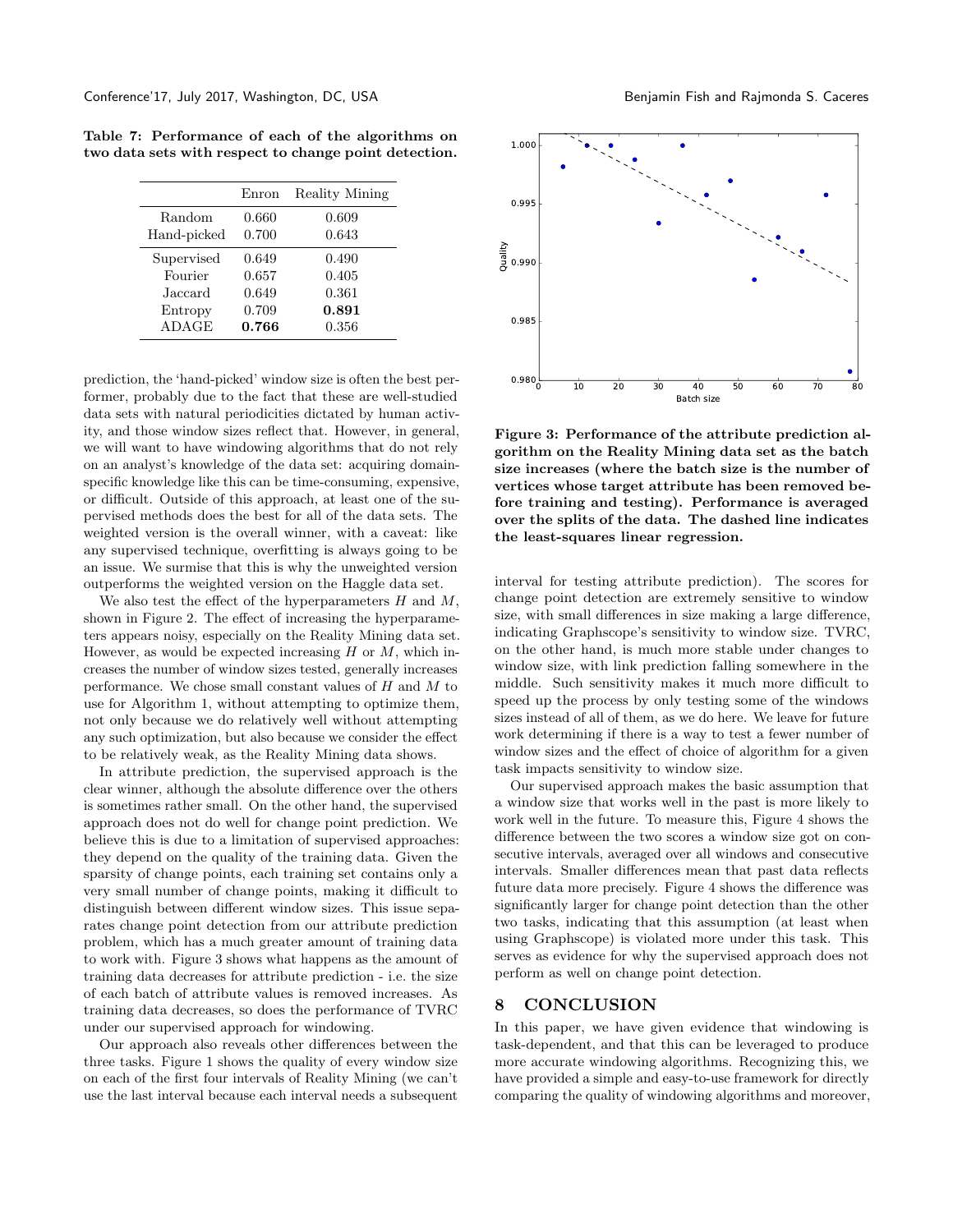**Table 7: Performance of each of the algorithms on two data sets with respect to change point detection.**

| | Enron | Reality Mining |
|---|---|---|
| Random | 0.660 | 0.609 |
| Hand-picked | 0.700 | 0.643 |
| Supervised | 0.649 | 0.490 |
| Fourier | 0.657 | 0.405 |
| Jaccard | 0.649 | 0.361 |
| Entropy | 0.709 | **0.891** |
| ADAGE | **0.766** | 0.356 |

prediction, the 'hand-picked' window size is often the best performer, probably due to the fact that these are well-studied data sets with natural periodicities dictated by human activity, and those window sizes reflect that. However, in general, we will want to have windowing algorithms that do not rely on an analyst's knowledge of the data set: acquiring domain-specific knowledge like this can be time-consuming, expensive, or difficult. Outside of this approach, at least one of the supervised methods does the best for all of the data sets. The weighted version is the overall winner, with a caveat: like any supervised technique, overfitting is always going to be an issue. We surmise that this is why the unweighted version outperforms the weighted version on the Haggle data set.

We also test the effect of the hyperparameters $H$ and $M$, shown in Figure 2. The effect of increasing the hyperparameters appears noisy, especially on the Reality Mining data set. However, as would be expected increasing $H$ or $M$, which increases the number of window sizes tested, generally increases performance. We chose small constant values of $H$ and $M$ to use for Algorithm 1, without attempting to optimize them, not only because we do relatively well without attempting any such optimization, but also because we consider the effect to be relatively weak, as the Reality Mining data shows.

In attribute prediction, the supervised approach is the clear winner, although the absolute difference over the others is sometimes rather small. On the other hand, the supervised approach does not do well for change point prediction. We believe this is due to a limitation of supervised approaches: they depend on the quality of the training data. Given the sparsity of change points, each training set contains only a very small number of change points, making it difficult to distinguish between different window sizes. This issue separates change point detection from our attribute prediction problem, which has a much greater amount of training data to work with. Figure 3 shows what happens as the amount of training data decreases for attribute prediction - i.e. the size of each batch of attribute values is removed increases. As training data decreases, so does the performance of TVRC under our supervised approach for windowing.

Our approach also reveals other differences between the three tasks. Figure 1 shows the quality of every window size on each of the first four intervals of Reality Mining (we can't use the last interval because each interval needs a subsequent interval for testing attribute prediction). The scores for change point detection are extremely sensitive to window size, with small differences in size making a large difference, indicating Graphscope's sensitivity to window size. TVRC, on the other hand, is much more stable under changes to window size, with link prediction falling somewhere in the middle. Such sensitivity makes it much more difficult to speed up the process by only testing some of the windows sizes instead of all of them, as we do here. We leave for future work determining if there is a way to test a fewer number of window sizes and the effect of choice of algorithm for a given task impacts sensitivity to window size.

**Figure 3: Performance of the attribute prediction algorithm on the Reality Mining data set as the batch size increases (where the batch size is the number of vertices whose target attribute has been removed before training and testing). Performance is averaged over the splits of the data. The dashed line indicates the least-squares linear regression.**

Our supervised approach makes the basic assumption that a window size that works well in the past is more likely to work well in the future. To measure this, Figure 4 shows the difference between the two scores a window size got on consecutive intervals, averaged over all windows and consecutive intervals. Smaller differences mean that past data reflects future data more precisely. Figure 4 shows the difference was significantly larger for change point detection than the other two tasks, indicating that this assumption (at least when using Graphscope) is violated more under this task. This serves as evidence for why the supervised approach does not perform as well on change point detection.

## 8 CONCLUSION

In this paper, we have given evidence that windowing is task-dependent, and that this can be leveraged to produce more accurate windowing algorithms. Recognizing this, we have provided a simple and easy-to-use framework for directly comparing the quality of windowing algorithms and moreover,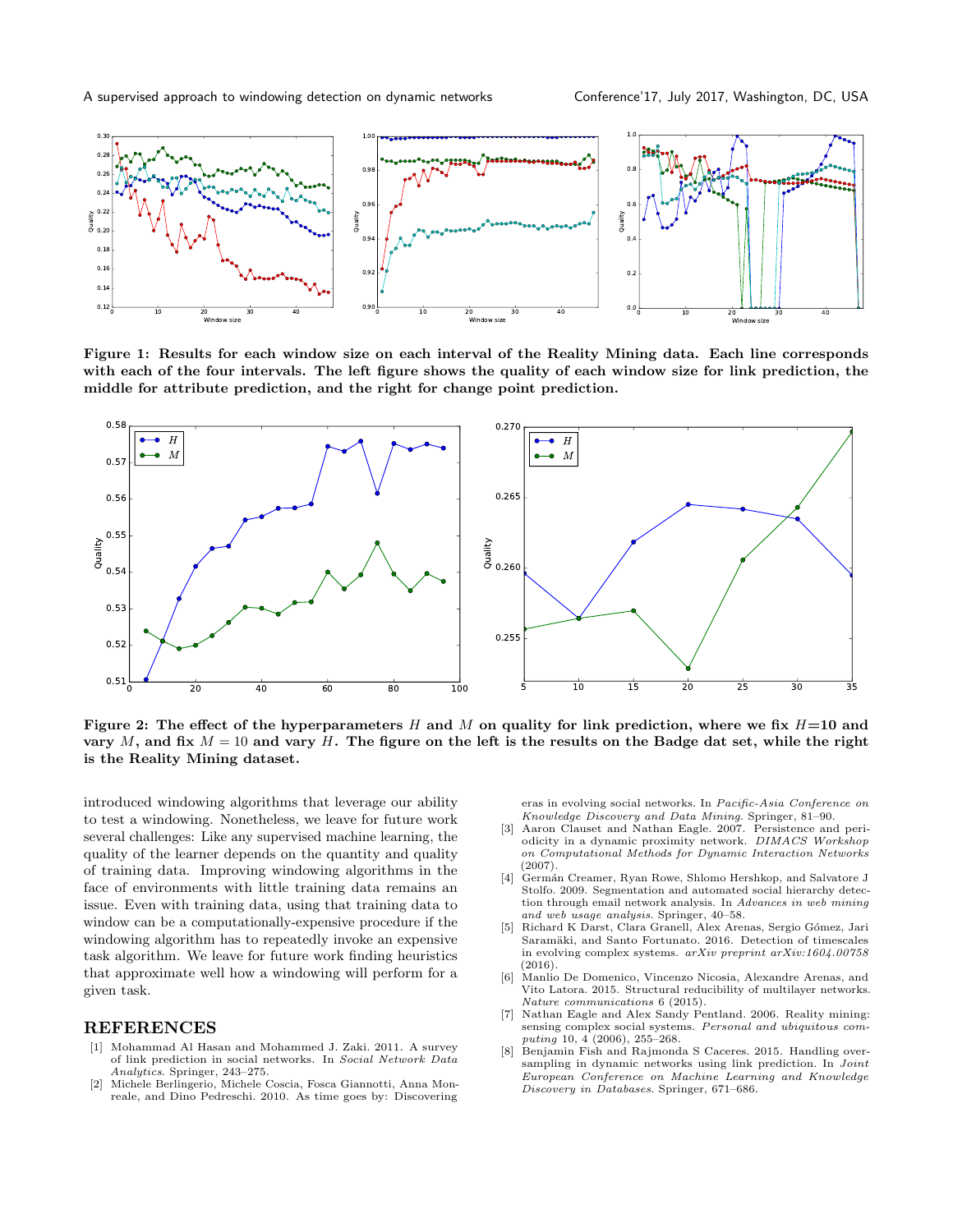Figure 1: Results for each window size on each interval of the Reality Mining data. Each line corresponds with each of the four intervals. The left figure shows the quality of each window size for link prediction, the middle for attribute prediction, and the right for change point prediction.

Figure 2: The effect of the hyperparameters $H$ and $M$ on quality for link prediction, where we fix $H$=10 and vary $M$, and fix $M = 10$ and vary $H$. The figure on the left is the results on the Badge dat set, while the right is the Reality Mining dataset.

introduced windowing algorithms that leverage our ability to test a windowing. Nonetheless, we leave for future work several challenges: Like any supervised machine learning, the quality of the learner depends on the quantity and quality of training data. Improving windowing algorithms in the face of environments with little training data remains an issue. Even with training data, using that training data to window can be a computationally-expensive procedure if the windowing algorithm has to repeatedly invoke an expensive task algorithm. We leave for future work finding heuristics that approximate well how a windowing will perform for a given task.

## REFERENCES

[1] Mohammad Al Hasan and Mohammed J. Zaki. 2011. A survey of link prediction in social networks. In *Social Network Data Analytics*. Springer, 243–275.

[2] Michele Berlingerio, Michele Coscia, Fosca Giannotti, Anna Monreale, and Dino Pedreschi. 2010. As time goes by: Discovering eras in evolving social networks. In *Pacific-Asia Conference on Knowledge Discovery and Data Mining*. Springer, 81–90.

[3] Aaron Clauset and Nathan Eagle. 2007. Persistence and periodicity in a dynamic proximity network. *DIMACS Workshop on Computational Methods for Dynamic Interaction Networks* (2007).

[4] Germán Creamer, Ryan Rowe, Shlomo Hershkop, and Salvatore J Stolfo. 2009. Segmentation and automated social hierarchy detection through email network analysis. In *Advances in web mining and web usage analysis*. Springer, 40–58.

[5] Richard K Darst, Clara Granell, Alex Arenas, Sergio Gómez, Jari Saramäki, and Santo Fortunato. 2016. Detection of timescales in evolving complex systems. *arXiv preprint arXiv:1604.00758* (2016).

[6] Manlio De Domenico, Vincenzo Nicosia, Alexandre Arenas, and Vito Latora. 2015. Structural reducibility of multilayer networks. *Nature communications* 6 (2015).

[7] Nathan Eagle and Alex Sandy Pentland. 2006. Reality mining: sensing complex social systems. *Personal and ubiquitous computing* 10, 4 (2006), 255–268.

[8] Benjamin Fish and Rajmonda S Caceres. 2015. Handling oversampling in dynamic networks using link prediction. In *Joint European Conference on Machine Learning and Knowledge Discovery in Databases*. Springer, 671–686.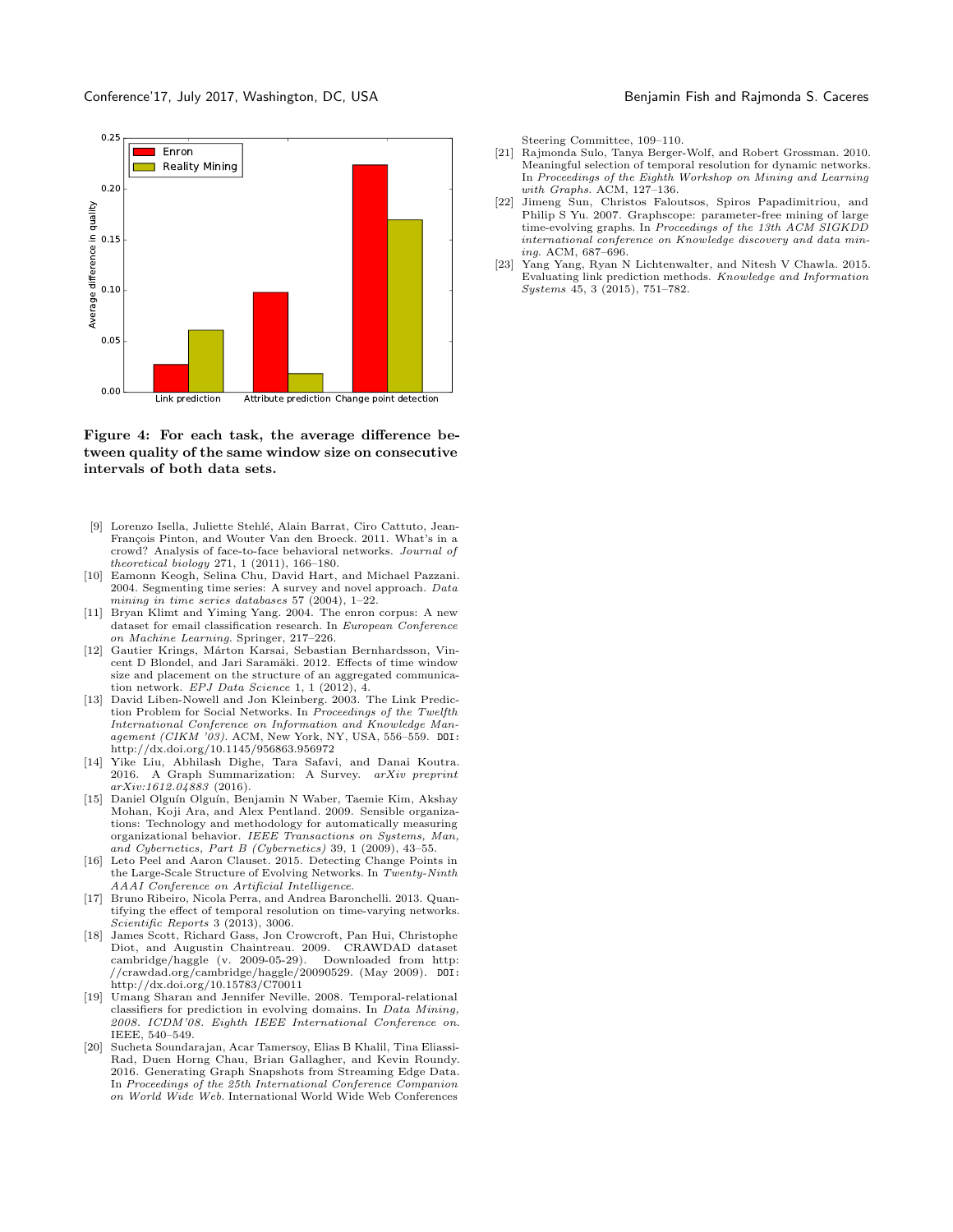0.25
0.20
0.15
0.10
0.05
0.00

Average difference in quality

Enron
Reality Mining

Link prediction
Attribute prediction
Change point detection

**Figure 4: For each task, the average difference between quality of the same window size on consecutive intervals of both data sets.**

[9] Lorenzo Isella, Juliette Stehlé, Alain Barrat, Ciro Cattuto, Jean-François Pinton, and Wouter Van den Broeck. 2011. What's in a crowd? Analysis of face-to-face behavioral networks. *Journal of theoretical biology* 271, 1 (2011), 166–180.

[10] Eamonn Keogh, Selina Chu, David Hart, and Michael Pazzani. 2004. Segmenting time series: A survey and novel approach. *Data mining in time series databases* 57 (2004), 1–22.

[11] Bryan Klimt and Yiming Yang. 2004. The enron corpus: A new dataset for email classification research. In *European Conference on Machine Learning*. Springer, 217–226.

[12] Gautier Krings, Márton Karsai, Sebastian Bernhardsson, Vincent D Blondel, and Jari Saramäki. 2012. Effects of time window size and placement on the structure of an aggregated communication network. *EPJ Data Science* 1, 1 (2012), 4.

[13] David Liben-Nowell and Jon Kleinberg. 2003. The Link Prediction Problem for Social Networks. In *Proceedings of the Twelfth International Conference on Information and Knowledge Management (CIKM '03)*. ACM, New York, NY, USA, 556–559. DOI: http://dx.doi.org/10.1145/956863.956972

[14] Yike Liu, Abhilash Dighe, Tara Safavi, and Danai Koutra. 2016. A Graph Summarization: A Survey. *arXiv preprint arXiv:1612.04883* (2016).

[15] Daniel Olguín Olguín, Benjamin N Waber, Taemie Kim, Akshay Mohan, Koji Ara, and Alex Pentland. 2009. Sensible organizations: Technology and methodology for automatically measuring organizational behavior. *IEEE Transactions on Systems, Man, and Cybernetics, Part B (Cybernetics)* 39, 1 (2009), 43–55.

[16] Leto Peel and Aaron Clauset. 2015. Detecting Change Points in the Large-Scale Structure of Evolving Networks. In *Twenty-Ninth AAAI Conference on Artificial Intelligence*.

[17] Bruno Ribeiro, Nicola Perra, and Andrea Baronchelli. 2013. Quantifying the effect of temporal resolution on time-varying networks. *Scientific Reports* 3 (2013), 3006.

[18] James Scott, Richard Gass, Jon Crowcroft, Pan Hui, Christophe Diot, and Augustin Chaintreau. 2009. CRAWDAD dataset cambridge/haggle (v. 2009-05-29). Downloaded from http://crawdad.org/cambridge/haggle/20090529. (May 2009). DOI: http://dx.doi.org/10.15783/C70011

[19] Umang Sharan and Jennifer Neville. 2008. Temporal-relational classifiers for prediction in evolving domains. In *Data Mining, 2008. ICDM'08. Eighth IEEE International Conference on*. IEEE, 540–549.

[20] Sucheta Soundarajan, Acar Tamersoy, Elias B Khalil, Tina Eliassi-Rad, Duen Horng Chau, Brian Gallagher, and Kevin Roundy. 2016. Generating Graph Snapshots from Streaming Edge Data. In *Proceedings of the 25th International Conference Companion on World Wide Web*. International World Wide Web Conferences Steering Committee, 109–110.

[21] Rajmonda Sulo, Tanya Berger-Wolf, and Robert Grossman. 2010. Meaningful selection of temporal resolution for dynamic networks. In *Proceedings of the Eighth Workshop on Mining and Learning with Graphs*. ACM, 127–136.

[22] Jimeng Sun, Christos Faloutsos, Spiros Papadimitriou, and Philip S Yu. 2007. Graphscope: parameter-free mining of large time-evolving graphs. In *Proceedings of the 13th ACM SIGKDD international conference on Knowledge discovery and data mining*. ACM, 687–696.

[23] Yang Yang, Ryan N Lichtenwalter, and Nitesh V Chawla. 2015. Evaluating link prediction methods. *Knowledge and Information Systems* 45, 3 (2015), 751–782.